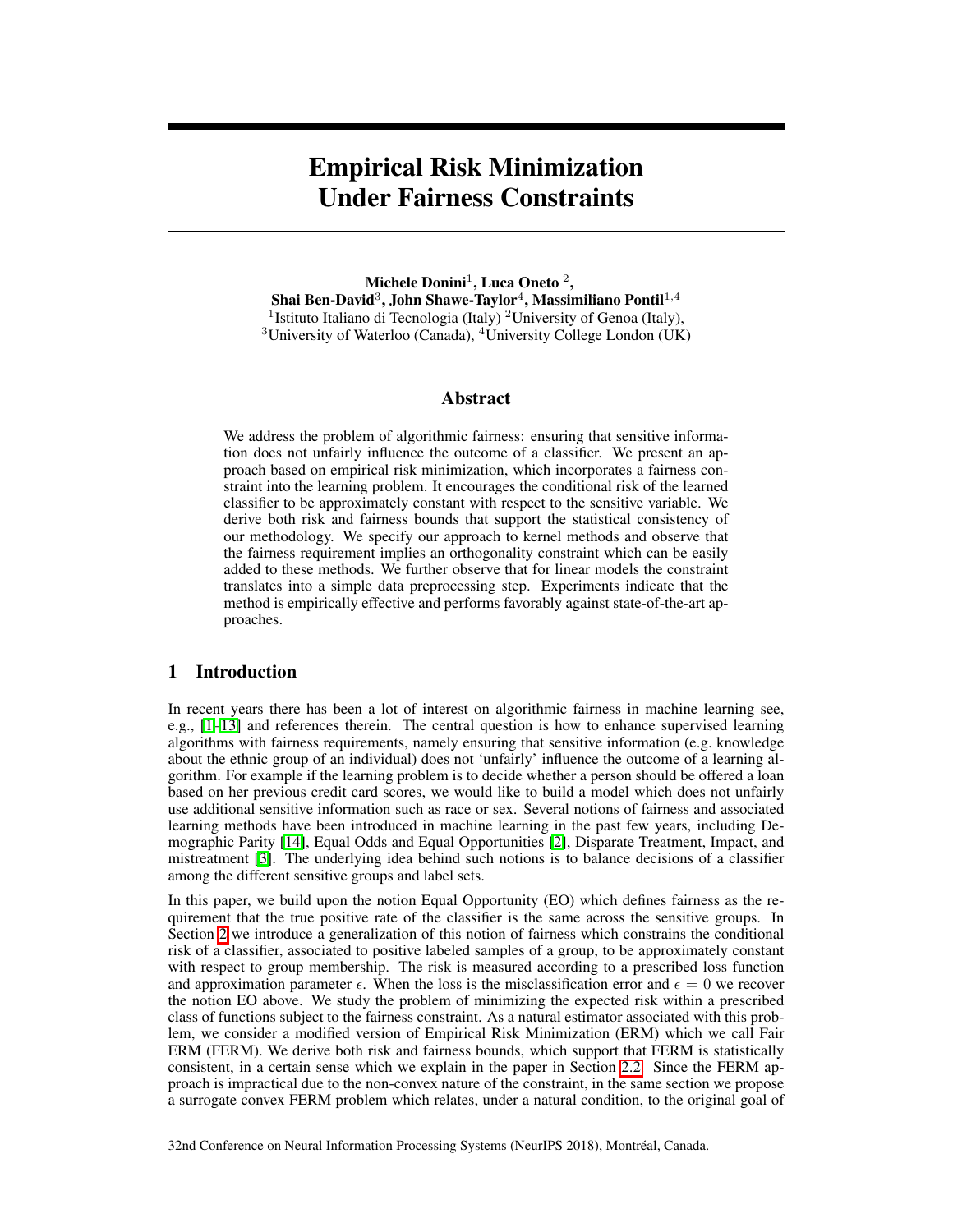# Empirical Risk Minimization Under Fairness Constraints

**Michele Donini**[1], **Luca Oneto** [2], **Shai Ben-David**[3], **John Shawe-Taylor**[4], **Massimiliano Pontil**[1,4]

[1]Istituto Italiano di Tecnologia (Italy) [2]University of Genoa (Italy), [3]University of Waterloo (Canada), [4]University College London (UK)

## Abstract

We address the problem of algorithmic fairness: ensuring that sensitive information does not unfairly influence the outcome of a classifier. We present an approach based on empirical risk minimization, which incorporates a fairness constraint into the learning problem. It encourages the conditional risk of the learned classifier to be approximately constant with respect to the sensitive variable. We derive both risk and fairness bounds that support the statistical consistency of our methodology. We specify our approach to kernel methods and observe that the fairness requirement implies an orthogonality constraint which can be easily added to these methods. We further observe that for linear models the constraint translates into a simple data preprocessing step. Experiments indicate that the method is empirically effective and performs favorably against state-of-the-art approaches.

## 1 Introduction

In recent years there has been a lot of interest on algorithmic fairness in machine learning see, e.g., [1–13] and references therein. The central question is how to enhance supervised learning algorithms with fairness requirements, namely ensuring that sensitive information (e.g. knowledge about the ethnic group of an individual) does not 'unfairly' influence the outcome of a learning algorithm. For example if the learning problem is to decide whether a person should be offered a loan based on her previous credit card scores, we would like to build a model which does not unfairly use additional sensitive information such as race or sex. Several notions of fairness and associated learning methods have been introduced in machine learning in the past few years, including Demographic Parity [14], Equal Odds and Equal Opportunities [2], Disparate Treatment, Impact, and mistreatment [3]. The underlying idea behind such notions is to balance decisions of a classifier among the different sensitive groups and label sets.

In this paper, we build upon the notion Equal Opportunity (EO) which defines fairness as the requirement that the true positive rate of the classifier is the same across the sensitive groups. In Section 2 we introduce a generalization of this notion of fairness which constrains the conditional risk of a classifier, associated to positive labeled samples of a group, to be approximately constant with respect to group membership. The risk is measured according to a prescribed loss function and approximation parameter $\epsilon$. When the loss is the misclassification error and $\epsilon = 0$ we recover the notion EO above. We study the problem of minimizing the expected risk within a prescribed class of functions subject to the fairness constraint. As a natural estimator associated with this problem, we consider a modified version of Empirical Risk Minimization (ERM) which we call Fair ERM (FERM). We derive both risk and fairness bounds, which support that FERM is statistically consistent, in a certain sense which we explain in the paper in Section 2.2. Since the FERM approach is impractical due to the non-convex nature of the constraint, in the same section we propose a surrogate convex FERM problem which relates, under a natural condition, to the original goal of

32nd Conference on Neural Information Processing Systems (NeurIPS 2018), Montréal, Canada.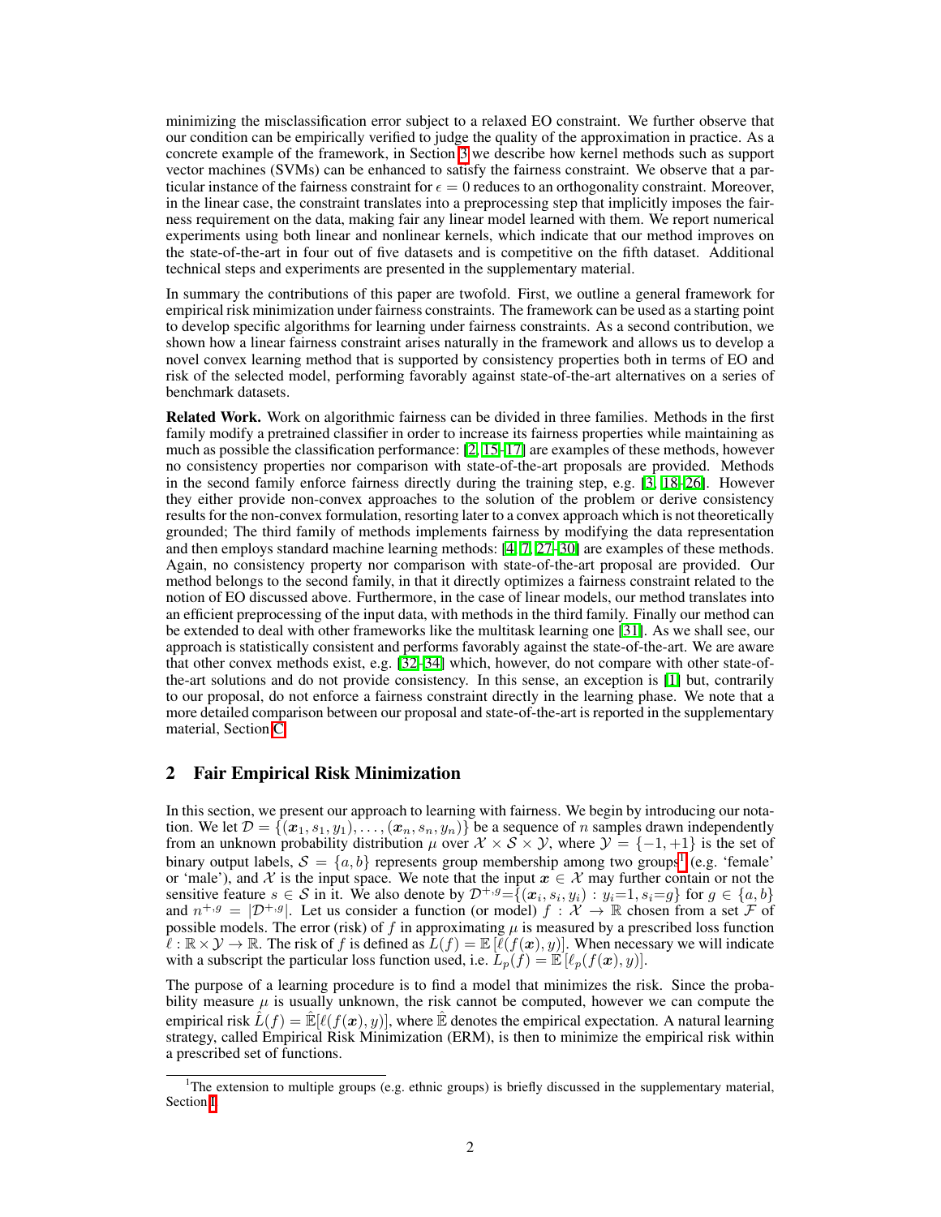minimizing the misclassification error subject to a relaxed EO constraint. We further observe that our condition can be empirically verified to judge the quality of the approximation in practice. As a concrete example of the framework, in Section 3 we describe how kernel methods such as support vector machines (SVMs) can be enhanced to satisfy the fairness constraint. We observe that a particular instance of the fairness constraint for $\epsilon = 0$ reduces to an orthogonality constraint. Moreover, in the linear case, the constraint translates into a preprocessing step that implicitly imposes the fairness requirement on the data, making fair any linear model learned with them. We report numerical experiments using both linear and nonlinear kernels, which indicate that our method improves on the state-of-the-art in four out of five datasets and is competitive on the fifth dataset. Additional technical steps and experiments are presented in the supplementary material.

In summary the contributions of this paper are twofold. First, we outline a general framework for empirical risk minimization under fairness constraints. The framework can be used as a starting point to develop specific algorithms for learning under fairness constraints. As a second contribution, we shown how a linear fairness constraint arises naturally in the framework and allows us to develop a novel convex learning method that is supported by consistency properties both in terms of EO and risk of the selected model, performing favorably against state-of-the-art alternatives on a series of benchmark datasets.

**Related Work.** Work on algorithmic fairness can be divided in three families. Methods in the first family modify a pretrained classifier in order to increase its fairness properties while maintaining as much as possible the classification performance: [2, 15–17] are examples of these methods, however no consistency properties nor comparison with state-of-the-art proposals are provided. Methods in the second family enforce fairness directly during the training step, e.g. [3, 18–26]. However they either provide non-convex approaches to the solution of the problem or derive consistency results for the non-convex formulation, resorting later to a convex approach which is not theoretically grounded; The third family of methods implements fairness by modifying the data representation and then employs standard machine learning methods: [4, 7, 27–30] are examples of these methods. Again, no consistency property nor comparison with state-of-the-art proposal are provided. Our method belongs to the second family, in that it directly optimizes a fairness constraint related to the notion of EO discussed above. Furthermore, in the case of linear models, our method translates into an efficient preprocessing of the input data, with methods in the third family. Finally our method can be extended to deal with other frameworks like the multitask learning one [31]. As we shall see, our approach is statistically consistent and performs favorably against the state-of-the-art. We are aware that other convex methods exist, e.g. [32–34] which, however, do not compare with other state-of-the-art solutions and do not provide consistency. In this sense, an exception is [1] but, contrarily to our proposal, do not enforce a fairness constraint directly in the learning phase. We note that a more detailed comparison between our proposal and state-of-the-art is reported in the supplementary material, Section C.

## 2 Fair Empirical Risk Minimization

In this section, we present our approach to learning with fairness. We begin by introducing our notation. We let $\mathcal{D} = \{(\boldsymbol{x}_1, s_1, y_1), \dots, (\boldsymbol{x}_n, s_n, y_n)\}$ be a sequence of $n$ samples drawn independently from an unknown probability distribution $\mu$ over $\mathcal{X} \times \mathcal{S} \times \mathcal{Y}$, where $\mathcal{Y} = \{-1, +1\}$ is the set of binary output labels, $\mathcal{S} = \{a, b\}$ represents group membership among two groups[1] (e.g. 'female' or 'male'), and $\mathcal{X}$ is the input space. We note that the input $\boldsymbol{x} \in \mathcal{X}$ may further contain or not the sensitive feature $s \in \mathcal{S}$ in it. We also denote by $\mathcal{D}^{+,g} = \{(\boldsymbol{x}_i, s_i, y_i) : y_i = 1, s_i = g\}$ for $g \in \{a, b\}$ and $n^{+,g} = |\mathcal{D}^{+,g}|$. Let us consider a function (or model) $f : \mathcal{X} \to \mathbb{R}$ chosen from a set $\mathcal{F}$ of possible models. The error (risk) of $f$ in approximating $\mu$ is measured by a prescribed loss function $\ell : \mathbb{R} \times \mathcal{Y} \to \mathbb{R}$. The risk of $f$ is defined as $L(f) = \mathbb{E}\left[\ell(f(\boldsymbol{x}), y)\right]$. When necessary we will indicate with a subscript the particular loss function used, i.e. $L_p(f) = \mathbb{E}\left[\ell_p(f(\boldsymbol{x}), y)\right]$.

The purpose of a learning procedure is to find a model that minimizes the risk. Since the probability measure $\mu$ is usually unknown, the risk cannot be computed, however we can compute the empirical risk $\hat{L}(f) = \hat{\mathbb{E}}[\ell(f(\boldsymbol{x}), y)]$, where $\hat{\mathbb{E}}$ denotes the empirical expectation. A natural learning strategy, called Empirical Risk Minimization (ERM), is then to minimize the empirical risk within a prescribed set of functions.

[1] The extension to multiple groups (e.g. ethnic groups) is briefly discussed in the supplementary material, Section I.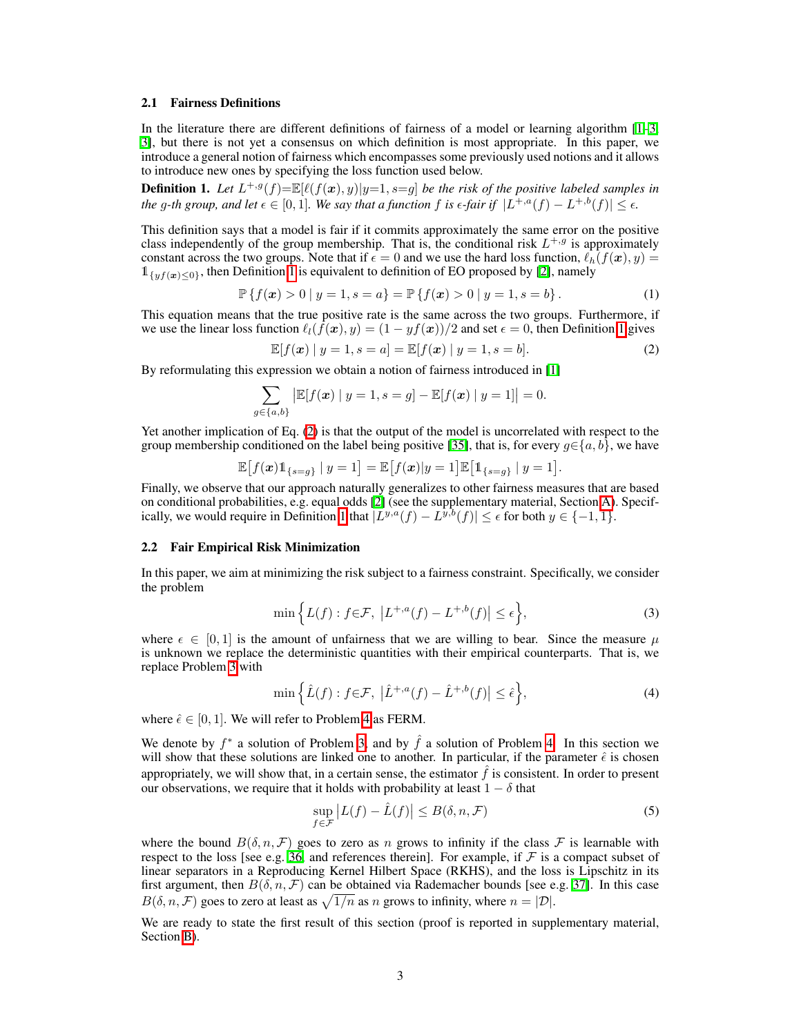### 2.1 Fairness Definitions

In the literature there are different definitions of fairness of a model or learning algorithm [1–3, 3], but there is not yet a consensus on which definition is most appropriate. In this paper, we introduce a general notion of fairness which encompasses some previously used notions and it allows to introduce new ones by specifying the loss function used below.

**Definition 1.** *Let $L^{+,g}(f) = \mathbb{E}[\ell(f(\boldsymbol{x}), y) | y{=}1, s{=}g]$ be the risk of the positive labeled samples in the $g$-th group, and let $\epsilon \in [0, 1]$. We say that a function $f$ is $\epsilon$-fair if $|L^{+,a}(f) - L^{+,b}(f)| \leq \epsilon$.*

This definition says that a model is fair if it commits approximately the same error on the positive class independently of the group membership. That is, the conditional risk $L^{+,g}$ is approximately constant across the two groups. Note that if $\epsilon = 0$ and we use the hard loss function, $\ell_h(f(\boldsymbol{x}), y) = \mathbb{1}_{\{yf(\boldsymbol{x}) \leq 0\}}$, then Definition 1 is equivalent to definition of EO proposed by [2], namely

$$\mathbb{P}\left\{f(\boldsymbol{x}) > 0 \mid y = 1, s = a\right\} = \mathbb{P}\left\{f(\boldsymbol{x}) > 0 \mid y = 1, s = b\right\}. \tag{1}$$

This equation means that the true positive rate is the same across the two groups. Furthermore, if we use the linear loss function $\ell_l(f(\boldsymbol{x}), y) = (1 - yf(\boldsymbol{x}))/2$ and set $\epsilon = 0$, then Definition 1 gives

$$\mathbb{E}[f(\boldsymbol{x}) \mid y = 1, s = a] = \mathbb{E}[f(\boldsymbol{x}) \mid y = 1, s = b]. \tag{2}$$

By reformulating this expression we obtain a notion of fairness introduced in [1]

$$\sum_{g \in \{a,b\}} \big|\mathbb{E}[f(\boldsymbol{x}) \mid y = 1, s = g] - \mathbb{E}[f(\boldsymbol{x}) \mid y = 1]\big| = 0.$$

Yet another implication of Eq. (2) is that the output of the model is uncorrelated with respect to the group membership conditioned on the label being positive [35], that is, for every $g \in \{a, b\}$, we have

$$\mathbb{E}\big[f(\boldsymbol{x})\mathbb{1}_{\{s=g\}} \mid y = 1\big] = \mathbb{E}\big[f(\boldsymbol{x}) | y = 1\big]\mathbb{E}\big[\mathbb{1}_{\{s=g\}} \mid y = 1\big].$$

Finally, we observe that our approach naturally generalizes to other fairness measures that are based on conditional probabilities, e.g. equal odds [2] (see the supplementary material, Section A). Specifically, we would require in Definition 1 that $|L^{y,a}(f) - L^{y,b}(f)| \leq \epsilon$ for both $y \in \{-1, 1\}$.

### 2.2 Fair Empirical Risk Minimization

In this paper, we aim at minimizing the risk subject to a fairness constraint. Specifically, we consider the problem

$$\min\Big\{L(f) : f \in \mathcal{F},\ \big|L^{+,a}(f) - L^{+,b}(f)\big| \leq \epsilon\Big\}, \tag{3}$$

where $\epsilon \in [0, 1]$ is the amount of unfairness that we are willing to bear. Since the measure $\mu$ is unknown we replace the deterministic quantities with their empirical counterparts. That is, we replace Problem 3 with

$$\min\Big\{\hat{L}(f) : f \in \mathcal{F},\ \big|\hat{L}^{+,a}(f) - \hat{L}^{+,b}(f)\big| \leq \hat{\epsilon}\Big\}, \tag{4}$$

where $\hat{\epsilon} \in [0, 1]$. We will refer to Problem 4 as FERM.

We denote by $f^*$ a solution of Problem 3, and by $\hat{f}$ a solution of Problem 4. In this section we will show that these solutions are linked one to another. In particular, if the parameter $\hat{\epsilon}$ is chosen appropriately, we will show that, in a certain sense, the estimator $\hat{f}$ is consistent. In order to present our observations, we require that it holds with probability at least $1 - \delta$ that

$$\sup_{f \in \mathcal{F}} \big|L(f) - \hat{L}(f)\big| \leq B(\delta, n, \mathcal{F}) \tag{5}$$

where the bound $B(\delta, n, \mathcal{F})$ goes to zero as $n$ grows to infinity if the class $\mathcal{F}$ is learnable with respect to the loss [see e.g. 36, and references therein]. For example, if $\mathcal{F}$ is a compact subset of linear separators in a Reproducing Kernel Hilbert Space (RKHS), and the loss is Lipschitz in its first argument, then $B(\delta, n, \mathcal{F})$ can be obtained via Rademacher bounds [see e.g. 37]. In this case $B(\delta, n, \mathcal{F})$ goes to zero at least as $\sqrt{1/n}$ as $n$ grows to infinity, where $n = |\mathcal{D}|$.

We are ready to state the first result of this section (proof is reported in supplementary material, Section B).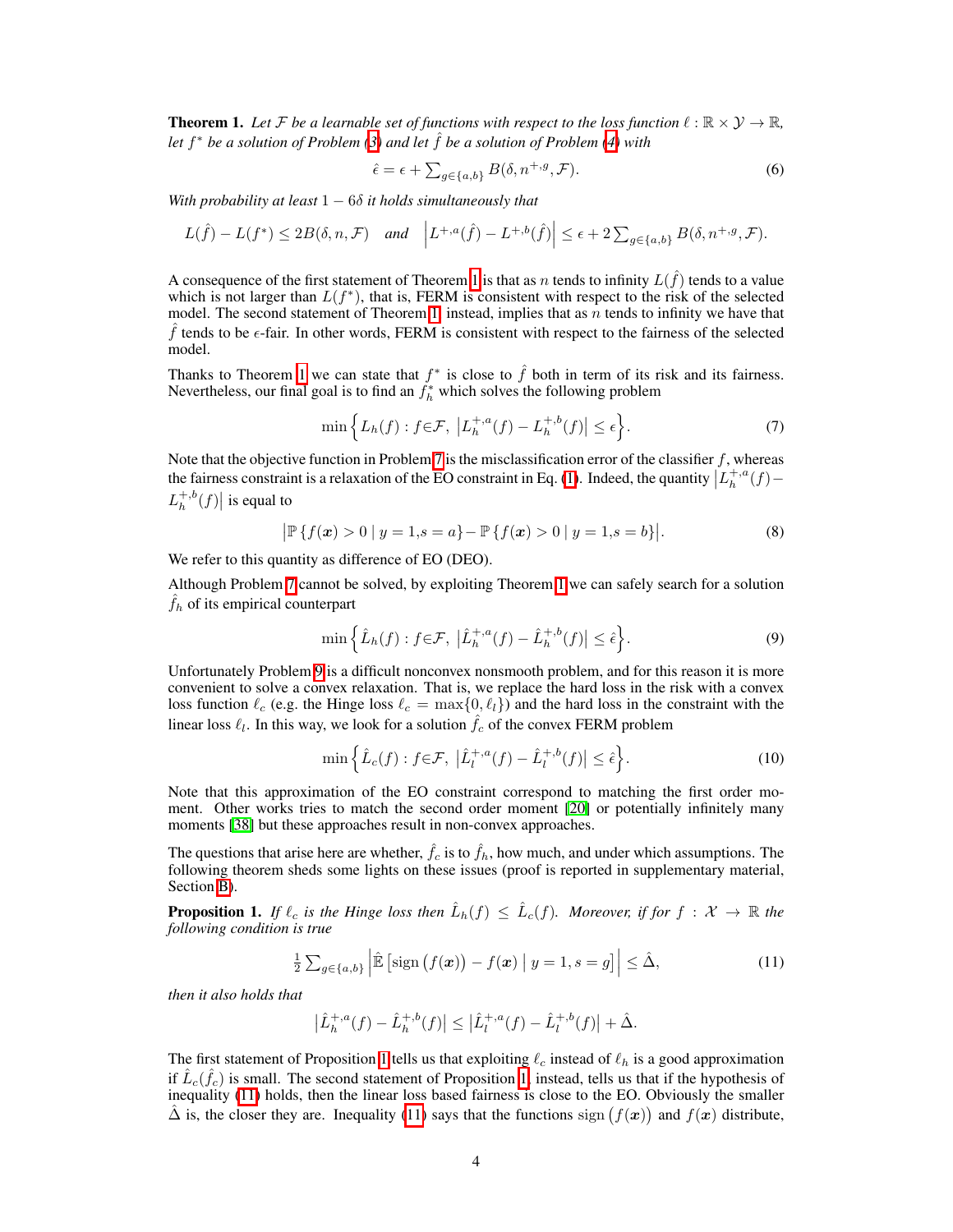**Theorem 1.** *Let $\mathcal{F}$ be a learnable set of functions with respect to the loss function $\ell : \mathbb{R} \times \mathcal{Y} \to \mathbb{R}$, let $f^*$ be a solution of Problem (3) and let $\hat{f}$ be a solution of Problem (4) with*

$$\hat{\epsilon} = \epsilon + \textstyle\sum_{g \in \{a,b\}} B(\delta, n^{+,g}, \mathcal{F}). \tag{6}$$

*With probability at least $1 - 6\delta$ it holds simultaneously that*

$$L(\hat{f}) - L(f^*) \leq 2B(\delta, n, \mathcal{F}) \quad \text{and} \quad \left| L^{+,a}(\hat{f}) - L^{+,b}(\hat{f}) \right| \leq \epsilon + 2 \textstyle\sum_{g \in \{a,b\}} B(\delta, n^{+,g}, \mathcal{F}).$$

A consequence of the first statement of Theorem 1 is that as $n$ tends to infinity $L(\hat{f})$ tends to a value which is not larger than $L(f^*)$, that is, FERM is consistent with respect to the risk of the selected model. The second statement of Theorem 1, instead, implies that as $n$ tends to infinity we have that $\hat{f}$ tends to be $\epsilon$-fair. In other words, FERM is consistent with respect to the fairness of the selected model.

Thanks to Theorem 1 we can state that $f^*$ is close to $\hat{f}$ both in term of its risk and its fairness. Nevertheless, our final goal is to find an $f_h^*$ which solves the following problem

$$\min \Big\{ L_h(f) : f \in \mathcal{F}, \ \left| L_h^{+,a}(f) - L_h^{+,b}(f) \right| \leq \epsilon \Big\}. \tag{7}$$

Note that the objective function in Problem 7 is the misclassification error of the classifier $f$, whereas the fairness constraint is a relaxation of the EO constraint in Eq. (1). Indeed, the quantity $\left| L_h^{+,a}(f) - L_h^{+,b}(f) \right|$ is equal to

$$\left| \mathbb{P}\left\{ f(\boldsymbol{x}) > 0 \mid y = 1, s = a \right\} - \mathbb{P}\left\{ f(\boldsymbol{x}) > 0 \mid y = 1, s = b \right\} \right|. \tag{8}$$

We refer to this quantity as difference of EO (DEO).

Although Problem 7 cannot be solved, by exploiting Theorem 1 we can safely search for a solution $\hat{f}_h$ of its empirical counterpart

$$\min \Big\{ \hat{L}_h(f) : f \in \mathcal{F}, \ \left| \hat{L}_h^{+,a}(f) - \hat{L}_h^{+,b}(f) \right| \leq \hat{\epsilon} \Big\}. \tag{9}$$

Unfortunately Problem 9 is a difficult nonconvex nonsmooth problem, and for this reason it is more convenient to solve a convex relaxation. That is, we replace the hard loss in the risk with a convex loss function $\ell_c$ (e.g. the Hinge loss $\ell_c = \max\{0, \ell_l\}$) and the hard loss in the constraint with the linear loss $\ell_l$. In this way, we look for a solution $\hat{f}_c$ of the convex FERM problem

$$\min \Big\{ \hat{L}_c(f) : f \in \mathcal{F}, \ \left| \hat{L}_l^{+,a}(f) - \hat{L}_l^{+,b}(f) \right| \leq \hat{\epsilon} \Big\}. \tag{10}$$

Note that this approximation of the EO constraint correspond to matching the first order moment. Other works tries to match the second order moment [20] or potentially infinitely many moments [38] but these approaches result in non-convex approaches.

The questions that arise here are whether, $\hat{f}_c$ is to $\hat{f}_h$, how much, and under which assumptions. The following theorem sheds some lights on these issues (proof is reported in supplementary material, Section B).

**Proposition 1.** *If $\ell_c$ is the Hinge loss then $\hat{L}_h(f) \leq \hat{L}_c(f)$. Moreover, if for $f : \mathcal{X} \to \mathbb{R}$ the following condition is true*

$$\tfrac{1}{2} \textstyle\sum_{g \in \{a,b\}} \left| \hat{\mathbb{E}}\left[ \text{sign}\big(f(\boldsymbol{x})\big) - f(\boldsymbol{x}) \mid y = 1, s = g \right] \right| \leq \hat{\Delta}, \tag{11}$$

*then it also holds that*

$$\left| \hat{L}_h^{+,a}(f) - \hat{L}_h^{+,b}(f) \right| \leq \left| \hat{L}_l^{+,a}(f) - \hat{L}_l^{+,b}(f) \right| + \hat{\Delta}.$$

The first statement of Proposition 1 tells us that exploiting $\ell_c$ instead of $\ell_h$ is a good approximation if $\hat{L}_c(\hat{f}_c)$ is small. The second statement of Proposition 1, instead, tells us that if the hypothesis of inequality (11) holds, then the linear loss based fairness is close to the EO. Obviously the smaller $\hat{\Delta}$ is, the closer they are. Inequality (11) says that the functions $\text{sign}\big(f(\boldsymbol{x})\big)$ and $f(\boldsymbol{x})$ distribute,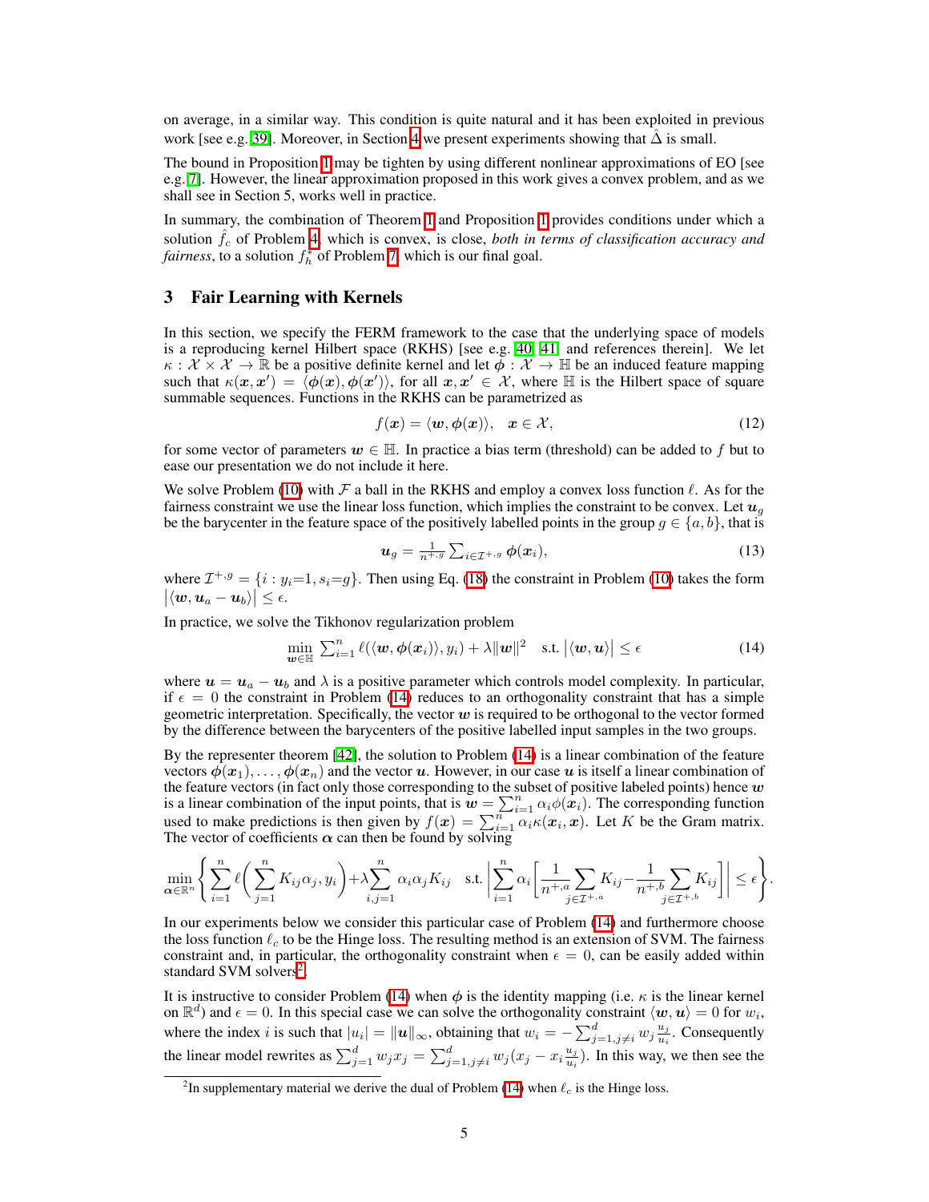on average, in a similar way. This condition is quite natural and it has been exploited in previous work [see e.g. [39]]. Moreover, in Section 4 we present experiments showing that $\hat{\Delta}$ is small.

The bound in Proposition 1 may be tighten by using different nonlinear approximations of EO [see e.g. [7]]. However, the linear approximation proposed in this work gives a convex problem, and as we shall see in Section 5, works well in practice.

In summary, the combination of Theorem 1 and Proposition 1 provides conditions under which a solution $\hat{f}_c$ of Problem 4, which is convex, is close, *both in terms of classification accuracy and fairness*, to a solution $f_h^*$ of Problem 7, which is our final goal.

## 3 Fair Learning with Kernels

In this section, we specify the FERM framework to the case that the underlying space of models is a reproducing kernel Hilbert space (RKHS) [see e.g. [40, 41] and references therein]. We let $\kappa : \mathcal{X} \times \mathcal{X} \to \mathbb{R}$ be a positive definite kernel and let $\boldsymbol{\phi} : \mathcal{X} \to \mathbb{H}$ be an induced feature mapping such that $\kappa(\boldsymbol{x}, \boldsymbol{x}') = \langle \boldsymbol{\phi}(\boldsymbol{x}), \boldsymbol{\phi}(\boldsymbol{x}') \rangle$, for all $\boldsymbol{x}, \boldsymbol{x}' \in \mathcal{X}$, where $\mathbb{H}$ is the Hilbert space of square summable sequences. Functions in the RKHS can be parametrized as

$$f(\boldsymbol{x}) = \langle \boldsymbol{w}, \boldsymbol{\phi}(\boldsymbol{x}) \rangle, \quad \boldsymbol{x} \in \mathcal{X}, \tag{12}$$

for some vector of parameters $\boldsymbol{w} \in \mathbb{H}$. In practice a bias term (threshold) can be added to $f$ but to ease our presentation we do not include it here.

We solve Problem (10) with $\mathcal{F}$ a ball in the RKHS and employ a convex loss function $\ell$. As for the fairness constraint we use the linear loss function, which implies the constraint to be convex. Let $\boldsymbol{u}_g$ be the barycenter in the feature space of the positively labelled points in the group $g \in \{a, b\}$, that is

$$\boldsymbol{u}_g = \tfrac{1}{n^{+,g}} \textstyle\sum_{i \in \mathcal{I}^{+,g}} \boldsymbol{\phi}(\boldsymbol{x}_i), \tag{13}$$

where $\mathcal{I}^{+,g} = \{i : y_i{=}1, s_i{=}g\}$. Then using Eq. (18) the constraint in Problem (10) takes the form $\big|\langle \boldsymbol{w}, \boldsymbol{u}_a - \boldsymbol{u}_b \rangle\big| \leq \epsilon$.

In practice, we solve the Tikhonov regularization problem

$$\min_{\boldsymbol{w} \in \mathbb{H}} \; \textstyle\sum_{i=1}^{n} \ell(\langle \boldsymbol{w}, \boldsymbol{\phi}(\boldsymbol{x}_i) \rangle, y_i) + \lambda \|\boldsymbol{w}\|^2 \quad \text{s.t.} \; \big|\langle \boldsymbol{w}, \boldsymbol{u} \rangle\big| \leq \epsilon \tag{14}$$

where $\boldsymbol{u} = \boldsymbol{u}_a - \boldsymbol{u}_b$ and $\lambda$ is a positive parameter which controls model complexity. In particular, if $\epsilon = 0$ the constraint in Problem (14) reduces to an orthogonality constraint that has a simple geometric interpretation. Specifically, the vector $\boldsymbol{w}$ is required to be orthogonal to the vector formed by the difference between the barycenters of the positive labelled input samples in the two groups.

By the representer theorem [42], the solution to Problem (14) is a linear combination of the feature vectors $\boldsymbol{\phi}(\boldsymbol{x}_1), \ldots, \boldsymbol{\phi}(\boldsymbol{x}_n)$ and the vector $\boldsymbol{u}$. However, in our case $\boldsymbol{u}$ is itself a linear combination of the feature vectors (in fact only those corresponding to the subset of positive labeled points) hence $\boldsymbol{w}$ is a linear combination of the input points, that is $\boldsymbol{w} = \sum_{i=1}^{n} \alpha_i \phi(\boldsymbol{x}_i)$. The corresponding function used to make predictions is then given by $f(\boldsymbol{x}) = \sum_{i=1}^{n} \alpha_i \kappa(\boldsymbol{x}_i, \boldsymbol{x})$. Let $K$ be the Gram matrix. The vector of coefficients $\boldsymbol{\alpha}$ can then be found by solving

$$\min_{\boldsymbol{\alpha} \in \mathbb{R}^n} \left\{ \sum_{i=1}^{n} \ell\bigg( \sum_{j=1}^{n} K_{ij} \alpha_j, y_i \bigg) + \lambda \sum_{i,j=1}^{n} \alpha_i \alpha_j K_{ij} \quad \text{s.t.} \; \left| \sum_{i=1}^{n} \alpha_i \left[ \frac{1}{n^{+,a}} \sum_{j \in \mathcal{I}^{+,a}} K_{ij} - \frac{1}{n^{+,b}} \sum_{j \in \mathcal{I}^{+,b}} K_{ij} \right] \right| \leq \epsilon \right\}.$$

In our experiments below we consider this particular case of Problem (14) and furthermore choose the loss function $\ell_c$ to be the Hinge loss. The resulting method is an extension of SVM. The fairness constraint and, in particular, the orthogonality constraint when $\epsilon = 0$, can be easily added within standard SVM solvers[2].

It is instructive to consider Problem (14) when $\boldsymbol{\phi}$ is the identity mapping (i.e. $\kappa$ is the linear kernel on $\mathbb{R}^d$) and $\epsilon = 0$. In this special case we can solve the orthogonality constraint $\langle \boldsymbol{w}, \boldsymbol{u} \rangle = 0$ for $w_i$, where the index $i$ is such that $|u_i| = \|\boldsymbol{u}\|_\infty$, obtaining that $w_i = -\sum_{j=1, j \neq i}^{d} w_j \frac{u_j}{u_i}$. Consequently the linear model rewrites as $\sum_{j=1}^{d} w_j x_j = \sum_{j=1, j \neq i}^{d} w_j (x_j - x_i \frac{u_j}{u_i})$. In this way, we then see the

[2] In supplementary material we derive the dual of Problem (14) when $\ell_c$ is the Hinge loss.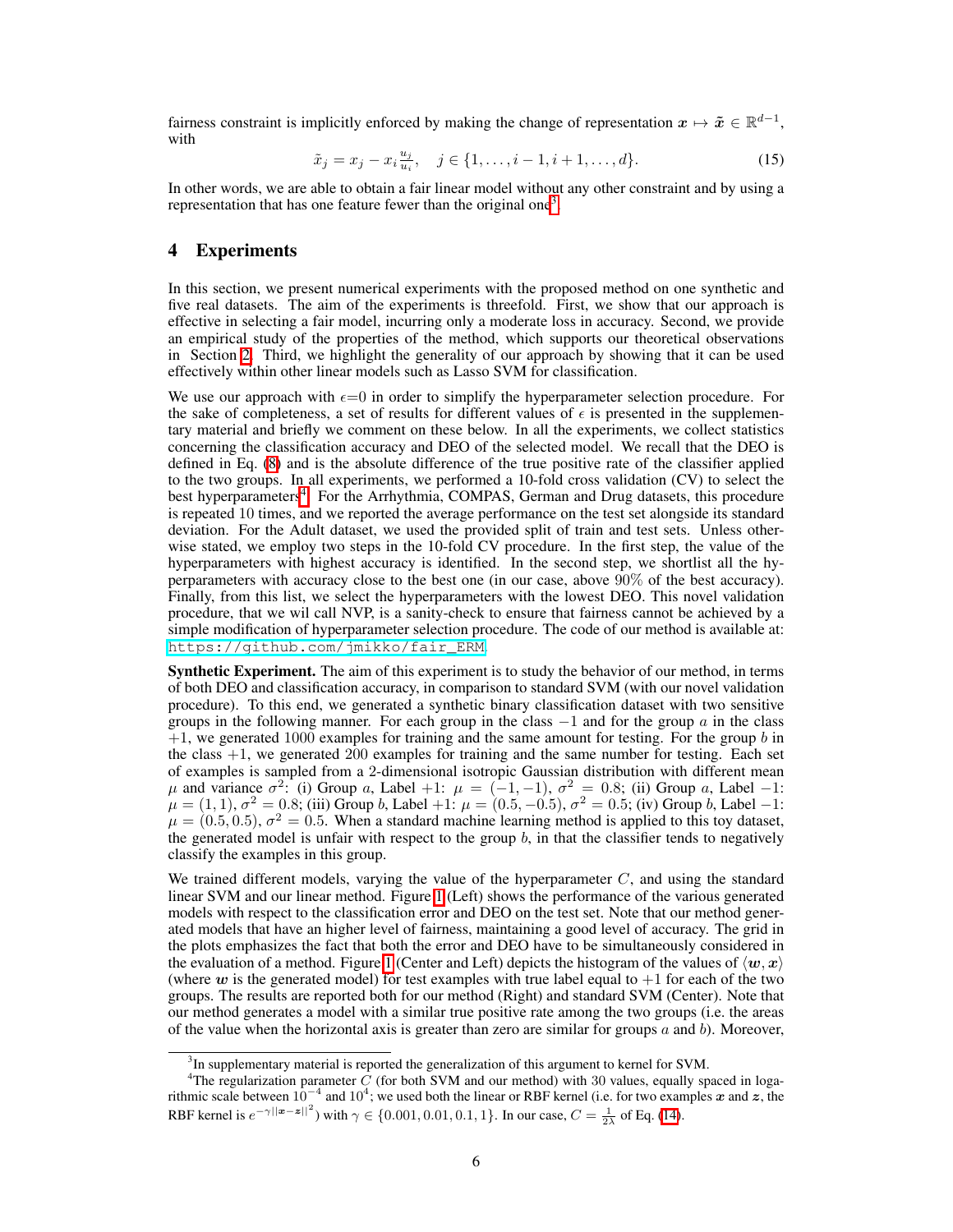fairness constraint is implicitly enforced by making the change of representation $\boldsymbol{x} \mapsto \tilde{\boldsymbol{x}} \in \mathbb{R}^{d-1}$, with

$$\tilde{x}_j = x_j - x_i \frac{u_j}{u_i}, \quad j \in \{1, \dots, i-1, i+1, \dots, d\}. \tag{15}$$

In other words, we are able to obtain a fair linear model without any other constraint and by using a representation that has one feature fewer than the original one[3].

# 4 Experiments

In this section, we present numerical experiments with the proposed method on one synthetic and five real datasets. The aim of the experiments is threefold. First, we show that our approach is effective in selecting a fair model, incurring only a moderate loss in accuracy. Second, we provide an empirical study of the properties of the method, which supports our theoretical observations in Section 2. Third, we highlight the generality of our approach by showing that it can be used effectively within other linear models such as Lasso SVM for classification.

We use our approach with $\epsilon$=0 in order to simplify the hyperparameter selection procedure. For the sake of completeness, a set of results for different values of $\epsilon$ is presented in the supplementary material and briefly we comment on these below. In all the experiments, we collect statistics concerning the classification accuracy and DEO of the selected model. We recall that the DEO is defined in Eq. (8) and is the absolute difference of the true positive rate of the classifier applied to the two groups. In all experiments, we performed a 10-fold cross validation (CV) to select the best hyperparameters[4]. For the Arrhythmia, COMPAS, German and Drug datasets, this procedure is repeated 10 times, and we reported the average performance on the test set alongside its standard deviation. For the Adult dataset, we used the provided split of train and test sets. Unless otherwise stated, we employ two steps in the 10-fold CV procedure. In the first step, the value of the hyperparameters with highest accuracy is identified. In the second step, we shortlist all the hyperparameters with accuracy close to the best one (in our case, above 90% of the best accuracy). Finally, from this list, we select the hyperparameters with the lowest DEO. This novel validation procedure, that we wil call NVP, is a sanity-check to ensure that fairness cannot be achieved by a simple modification of hyperparameter selection procedure. The code of our method is available at: https://github.com/jmikko/fair_ERM.

**Synthetic Experiment.** The aim of this experiment is to study the behavior of our method, in terms of both DEO and classification accuracy, in comparison to standard SVM (with our novel validation procedure). To this end, we generated a synthetic binary classification dataset with two sensitive groups in the following manner. For each group in the class $-1$ and for the group $a$ in the class $+1$, we generated 1000 examples for training and the same amount for testing. For the group $b$ in the class $+1$, we generated 200 examples for training and the same number for testing. Each set of examples is sampled from a 2-dimensional isotropic Gaussian distribution with different mean $\mu$ and variance $\sigma^2$: (i) Group $a$, Label $+1$: $\mu = (-1, -1)$, $\sigma^2 = 0.8$; (ii) Group $a$, Label $-1$: $\mu = (1, 1)$, $\sigma^2 = 0.8$; (iii) Group $b$, Label $+1$: $\mu = (0.5, -0.5)$, $\sigma^2 = 0.5$; (iv) Group $b$, Label $-1$: $\mu = (0.5, 0.5)$, $\sigma^2 = 0.5$. When a standard machine learning method is applied to this toy dataset, the generated model is unfair with respect to the group $b$, in that the classifier tends to negatively classify the examples in this group.

We trained different models, varying the value of the hyperparameter $C$, and using the standard linear SVM and our linear method. Figure 1 (Left) shows the performance of the various generated models with respect to the classification error and DEO on the test set. Note that our method generated models that have an higher level of fairness, maintaining a good level of accuracy. The grid in the plots emphasizes the fact that both the error and DEO have to be simultaneously considered in the evaluation of a method. Figure 1 (Center and Left) depicts the histogram of the values of $\langle \boldsymbol{w}, \boldsymbol{x} \rangle$ (where $\boldsymbol{w}$ is the generated model) for test examples with true label equal to $+1$ for each of the two groups. The results are reported both for our method (Right) and standard SVM (Center). Note that our method generates a model with a similar true positive rate among the two groups (i.e. the areas of the value when the horizontal axis is greater than zero are similar for groups $a$ and $b$). Moreover,

[3] In supplementary material is reported the generalization of this argument to kernel for SVM.

[4] The regularization parameter $C$ (for both SVM and our method) with 30 values, equally spaced in logarithmic scale between $10^{-4}$ and $10^{4}$; we used both the linear or RBF kernel (i.e. for two examples $\boldsymbol{x}$ and $\boldsymbol{z}$, the RBF kernel is $e^{-\gamma||\boldsymbol{x}-\boldsymbol{z}||^2}$) with $\gamma \in \{0.001, 0.01, 0.1, 1\}$. In our case, $C = \frac{1}{2\lambda}$ of Eq. (14).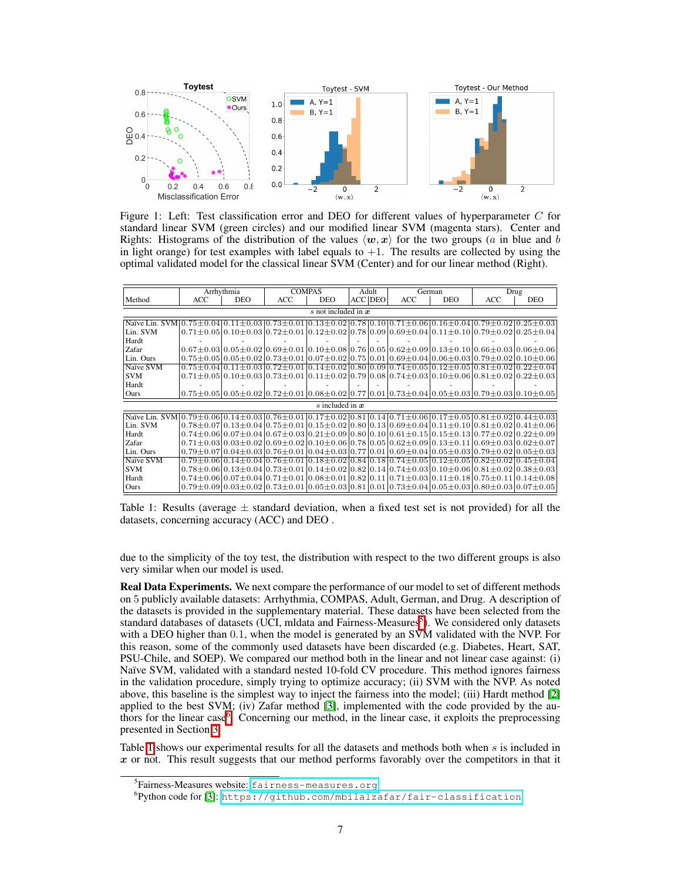Figure 1: Left: Test classification error and DEO for different values of hyperparameter $C$ for standard linear SVM (green circles) and our modified linear SVM (magenta stars). Center and Rights: Histograms of the distribution of the values $\langle \boldsymbol{w}, \boldsymbol{x} \rangle$ for the two groups ($a$ in blue and $b$ in light orange) for test examples with label equals to $+1$. The results are collected by using the optimal validated model for the classical linear SVM (Center) and for our linear method (Right).

| Method | Arrhythmia | | COMPAS | | Adult | | German | | Drug | |
|---|---|---|---|---|---|---|---|---|---|---|
| | ACC | DEO | ACC | DEO | ACC | DEO | ACC | DEO | ACC | DEO |
| *$s$ not included in $\boldsymbol{x}$* | | | | | | | | | | |
| Naïve Lin. SVM | 0.75±0.04 | 0.11±0.03 | 0.73±0.01 | 0.13±0.02 | 0.78 | 0.10 | 0.71±0.06 | 0.16±0.04 | 0.79±0.02 | 0.25±0.03 |
| Lin. SVM | 0.71±0.05 | 0.10±0.03 | 0.72±0.01 | 0.12±0.02 | 0.78 | 0.09 | 0.69±0.04 | 0.11±0.10 | 0.79±0.02 | 0.25±0.04 |
| Hardt | - | - | - | - | - | - | - | - | - | - |
| Zafar | 0.67±0.03 | 0.05±0.02 | 0.69±0.01 | 0.10±0.08 | 0.76 | 0.05 | 0.62±0.09 | 0.13±0.10 | 0.66±0.03 | 0.06±0.06 |
| Lin. Ours | 0.75±0.05 | 0.05±0.02 | 0.73±0.01 | 0.07±0.02 | 0.75 | 0.01 | 0.69±0.04 | 0.06±0.03 | 0.79±0.02 | 0.10±0.06 |
| Naïve SVM | 0.75±0.04 | 0.11±0.03 | 0.72±0.01 | 0.14±0.02 | 0.80 | 0.09 | 0.74±0.05 | 0.12±0.05 | 0.81±0.02 | 0.22±0.04 |
| SVM | 0.71±0.05 | 0.10±0.03 | 0.73±0.01 | 0.11±0.02 | 0.79 | 0.08 | 0.74±0.03 | 0.10±0.06 | 0.81±0.02 | 0.22±0.03 |
| Hardt | - | - | - | - | - | - | - | - | - | - |
| Ours | 0.75±0.05 | 0.05±0.02 | 0.72±0.01 | 0.08±0.02 | 0.77 | 0.01 | 0.73±0.04 | 0.05±0.03 | 0.79±0.03 | 0.10±0.05 |
| *$s$ included in $\boldsymbol{x}$* | | | | | | | | | | |
| Naïve Lin. SVM | 0.79±0.06 | 0.14±0.03 | 0.76±0.01 | 0.17±0.02 | 0.81 | 0.14 | 0.71±0.06 | 0.17±0.05 | 0.81±0.02 | 0.44±0.03 |
| Lin. SVM | 0.78±0.07 | 0.13±0.04 | 0.75±0.01 | 0.15±0.02 | 0.80 | 0.13 | 0.69±0.04 | 0.11±0.10 | 0.81±0.02 | 0.41±0.06 |
| Hardt | 0.74±0.06 | 0.07±0.04 | 0.67±0.03 | 0.21±0.09 | 0.80 | 0.10 | 0.61±0.15 | 0.15±0.13 | 0.77±0.02 | 0.22±0.09 |
| Zafar | 0.71±0.03 | 0.03±0.02 | 0.69±0.02 | 0.10±0.06 | 0.78 | 0.05 | 0.62±0.09 | 0.13±0.11 | 0.69±0.03 | 0.02±0.07 |
| Lin. Ours | 0.79±0.07 | 0.04±0.03 | 0.76±0.01 | 0.04±0.03 | 0.77 | 0.01 | 0.69±0.04 | 0.05±0.03 | 0.79±0.02 | 0.05±0.03 |
| Naïve SVM | 0.79±0.06 | 0.14±0.04 | 0.76±0.01 | 0.18±0.02 | 0.84 | 0.18 | 0.74±0.05 | 0.12±0.05 | 0.82±0.02 | 0.45±0.04 |
| SVM | 0.78±0.06 | 0.13±0.04 | 0.73±0.01 | 0.14±0.02 | 0.82 | 0.14 | 0.74±0.03 | 0.10±0.06 | 0.81±0.02 | 0.38±0.03 |
| Hardt | 0.74±0.06 | 0.07±0.04 | 0.71±0.01 | 0.08±0.01 | 0.82 | 0.11 | 0.71±0.03 | 0.11±0.18 | 0.75±0.11 | 0.14±0.08 |
| Ours | 0.79±0.09 | 0.03±0.02 | 0.73±0.01 | 0.05±0.03 | 0.81 | 0.01 | 0.73±0.04 | 0.05±0.03 | 0.80±0.03 | 0.07±0.05 |

Table 1: Results (average ± standard deviation, when a fixed test set is not provided) for all the datasets, concerning accuracy (ACC) and DEO .

due to the simplicity of the toy test, the distribution with respect to the two different groups is also very similar when our model is used.

**Real Data Experiments.** We next compare the performance of our model to set of different methods on 5 publicly available datasets: Arrhythmia, COMPAS, Adult, German, and Drug. A description of the datasets is provided in the supplementary material. These datasets have been selected from the standard databases of datasets (UCI, mldata and Fairness-Measures[5]). We considered only datasets with a DEO higher than 0.1, when the model is generated by an SVM validated with the NVP. For this reason, some of the commonly used datasets have been discarded (e.g. Diabetes, Heart, SAT, PSU-Chile, and SOEP). We compared our method both in the linear and not linear case against: (i) Naïve SVM, validated with a standard nested 10-fold CV procedure. This method ignores fairness in the validation procedure, simply trying to optimize accuracy; (ii) SVM with the NVP. As noted above, this baseline is the simplest way to inject the fairness into the model; (iii) Hardt method [2] applied to the best SVM; (iv) Zafar method [3], implemented with the code provided by the authors for the linear case[6]. Concerning our method, in the linear case, it exploits the preprocessing presented in Section 3.

Table 1 shows our experimental results for all the datasets and methods both when $s$ is included in $\boldsymbol{x}$ or not. This result suggests that our method performs favorably over the competitors in that it

[5] Fairness-Measures website: fairness-measures.org

[6] Python code for [3]: https://github.com/mbilalzafar/fair-classification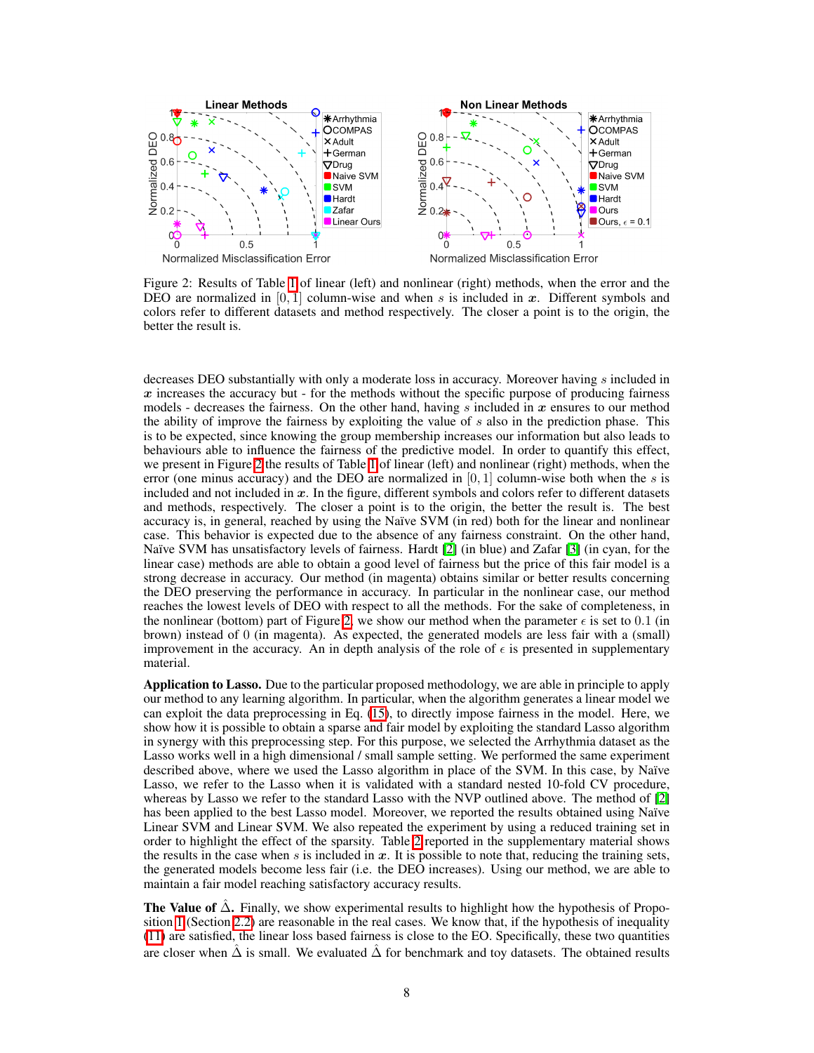Figure 2: Results of Table 1 of linear (left) and nonlinear (right) methods, when the error and the DEO are normalized in $[0, 1]$ column-wise and when $s$ is included in $\boldsymbol{x}$. Different symbols and colors refer to different datasets and method respectively. The closer a point is to the origin, the better the result is.

decreases DEO substantially with only a moderate loss in accuracy. Moreover having $s$ included in $\boldsymbol{x}$ increases the accuracy but - for the methods without the specific purpose of producing fairness models - decreases the fairness. On the other hand, having $s$ included in $\boldsymbol{x}$ ensures to our method the ability of improve the fairness by exploiting the value of $s$ also in the prediction phase. This is to be expected, since knowing the group membership increases our information but also leads to behaviours able to influence the fairness of the predictive model. In order to quantify this effect, we present in Figure 2 the results of Table 1 of linear (left) and nonlinear (right) methods, when the error (one minus accuracy) and the DEO are normalized in $[0, 1]$ column-wise both when the $s$ is included and not included in $\boldsymbol{x}$. In the figure, different symbols and colors refer to different datasets and methods, respectively. The closer a point is to the origin, the better the result is. The best accuracy is, in general, reached by using the Naïve SVM (in red) both for the linear and nonlinear case. This behavior is expected due to the absence of any fairness constraint. On the other hand, Naïve SVM has unsatisfactory levels of fairness. Hardt [2] (in blue) and Zafar [3] (in cyan, for the linear case) methods are able to obtain a good level of fairness but the price of this fair model is a strong decrease in accuracy. Our method (in magenta) obtains similar or better results concerning the DEO preserving the performance in accuracy. In particular in the nonlinear case, our method reaches the lowest levels of DEO with respect to all the methods. For the sake of completeness, in the nonlinear (bottom) part of Figure 2, we show our method when the parameter $\epsilon$ is set to $0.1$ (in brown) instead of $0$ (in magenta). As expected, the generated models are less fair with a (small) improvement in the accuracy. An in depth analysis of the role of $\epsilon$ is presented in supplementary material.

**Application to Lasso.** Due to the particular proposed methodology, we are able in principle to apply our method to any learning algorithm. In particular, when the algorithm generates a linear model we can exploit the data preprocessing in Eq. (15), to directly impose fairness in the model. Here, we show how it is possible to obtain a sparse and fair model by exploiting the standard Lasso algorithm in synergy with this preprocessing step. For this purpose, we selected the Arrhythmia dataset as the Lasso works well in a high dimensional / small sample setting. We performed the same experiment described above, where we used the Lasso algorithm in place of the SVM. In this case, by Naïve Lasso, we refer to the Lasso when it is validated with a standard nested 10-fold CV procedure, whereas by Lasso we refer to the standard Lasso with the NVP outlined above. The method of [2] has been applied to the best Lasso model. Moreover, we reported the results obtained using Naïve Linear SVM and Linear SVM. We also repeated the experiment by using a reduced training set in order to highlight the effect of the sparsity. Table 2 reported in the supplementary material shows the results in the case when $s$ is included in $\boldsymbol{x}$. It is possible to note that, reducing the training sets, the generated models become less fair (i.e. the DEO increases). Using our method, we are able to maintain a fair model reaching satisfactory accuracy results.

**The Value of $\hat{\Delta}$.** Finally, we show experimental results to highlight how the hypothesis of Proposition 1 (Section 2.2) are reasonable in the real cases. We know that, if the hypothesis of inequality (11) are satisfied, the linear loss based fairness is close to the EO. Specifically, these two quantities are closer when $\hat{\Delta}$ is small. We evaluated $\hat{\Delta}$ for benchmark and toy datasets. The obtained results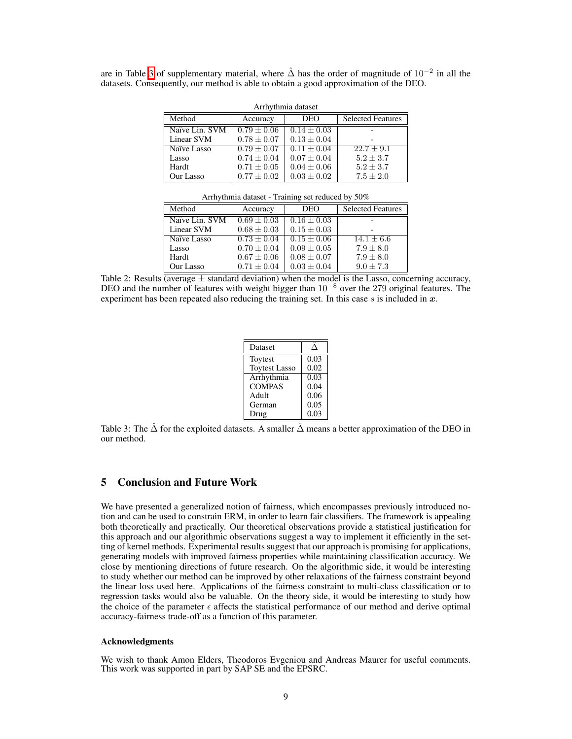are in Table 3 of supplementary material, where $\hat{\Delta}$ has the order of magnitude of $10^{-2}$ in all the datasets. Consequently, our method is able to obtain a good approximation of the DEO.

Arrhythmia dataset

| Method | Accuracy | DEO | Selected Features |
|---|---|---|---|
| Naïve Lin. SVM | $0.79 \pm 0.06$ | $0.14 \pm 0.03$ | - |
| Linear SVM | $0.78 \pm 0.07$ | $0.13 \pm 0.04$ | - |
| Naïve Lasso | $0.79 \pm 0.07$ | $0.11 \pm 0.04$ | $22.7 \pm 9.1$ |
| Lasso | $0.74 \pm 0.04$ | $0.07 \pm 0.04$ | $5.2 \pm 3.7$ |
| Hardt | $0.71 \pm 0.05$ | $0.04 \pm 0.06$ | $5.2 \pm 3.7$ |
| Our Lasso | $0.77 \pm 0.02$ | $0.03 \pm 0.02$ | $7.5 \pm 2.0$ |

Arrhythmia dataset - Training set reduced by 50%

| Method | Accuracy | DEO | Selected Features |
|---|---|---|---|
| Naïve Lin. SVM | $0.69 \pm 0.03$ | $0.16 \pm 0.03$ | - |
| Linear SVM | $0.68 \pm 0.03$ | $0.15 \pm 0.03$ | - |
| Naïve Lasso | $0.73 \pm 0.04$ | $0.15 \pm 0.06$ | $14.1 \pm 6.6$ |
| Lasso | $0.70 \pm 0.04$ | $0.09 \pm 0.05$ | $7.9 \pm 8.0$ |
| Hardt | $0.67 \pm 0.06$ | $0.08 \pm 0.07$ | $7.9 \pm 8.0$ |
| Our Lasso | $0.71 \pm 0.04$ | $0.03 \pm 0.04$ | $9.0 \pm 7.3$ |

Table 2: Results (average $\pm$ standard deviation) when the model is the Lasso, concerning accuracy, DEO and the number of features with weight bigger than $10^{-8}$ over the 279 original features. The experiment has been repeated also reducing the training set. In this case $s$ is included in $\boldsymbol{x}$.

| Dataset | $\hat{\Delta}$ |
|---|---|
| Toytest | 0.03 |
| Toytest Lasso | 0.02 |
| Arrhythmia | 0.03 |
| COMPAS | 0.04 |
| Adult | 0.06 |
| German | 0.05 |
| Drug | 0.03 |

Table 3: The $\hat{\Delta}$ for the exploited datasets. A smaller $\hat{\Delta}$ means a better approximation of the DEO in our method.

## 5 Conclusion and Future Work

We have presented a generalized notion of fairness, which encompasses previously introduced notion and can be used to constrain ERM, in order to learn fair classifiers. The framework is appealing both theoretically and practically. Our theoretical observations provide a statistical justification for this approach and our algorithmic observations suggest a way to implement it efficiently in the setting of kernel methods. Experimental results suggest that our approach is promising for applications, generating models with improved fairness properties while maintaining classification accuracy. We close by mentioning directions of future research. On the algorithmic side, it would be interesting to study whether our method can be improved by other relaxations of the fairness constraint beyond the linear loss used here. Applications of the fairness constraint to multi-class classification or to regression tasks would also be valuable. On the theory side, it would be interesting to study how the choice of the parameter $\epsilon$ affects the statistical performance of our method and derive optimal accuracy-fairness trade-off as a function of this parameter.

### Acknowledgments

We wish to thank Amon Elders, Theodoros Evgeniou and Andreas Maurer for useful comments. This work was supported in part by SAP SE and the EPSRC.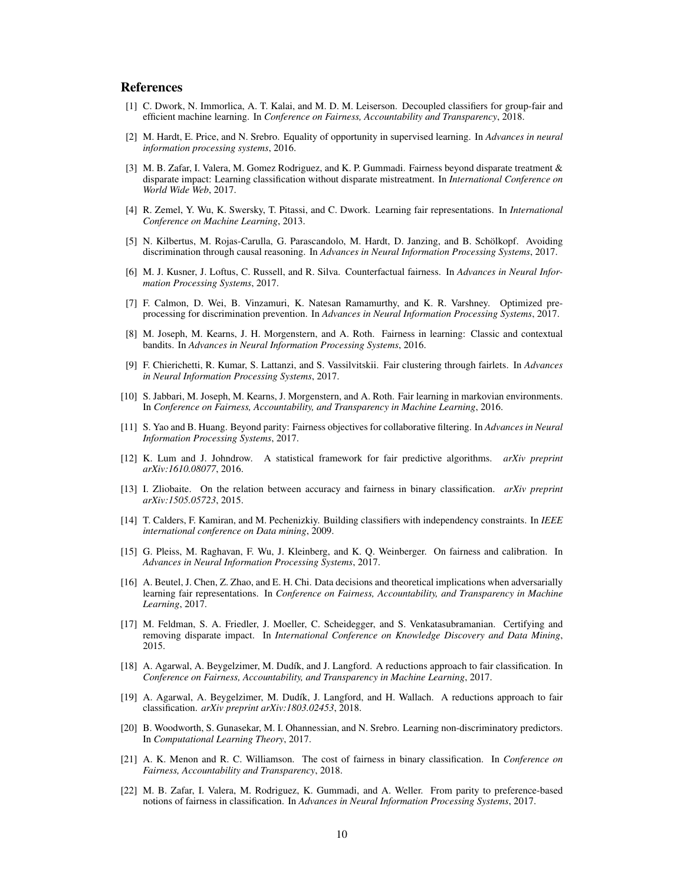## References

[1] C. Dwork, N. Immorlica, A. T. Kalai, and M. D. M. Leiserson. Decoupled classifiers for group-fair and efficient machine learning. In *Conference on Fairness, Accountability and Transparency*, 2018.

[2] M. Hardt, E. Price, and N. Srebro. Equality of opportunity in supervised learning. In *Advances in neural information processing systems*, 2016.

[3] M. B. Zafar, I. Valera, M Gomez Rodriguez, and K. P. Gummadi. Fairness beyond disparate treatment & disparate impact: Learning classification without disparate mistreatment. In *International Conference on World Wide Web*, 2017.

[4] R. Zemel, Y. Wu, K. Swersky, T. Pitassi, and C. Dwork. Learning fair representations. In *International Conference on Machine Learning*, 2013.

[5] N. Kilbertus, M. Rojas-Carulla, G. Parascandolo, M. Hardt, D. Janzing, and B. Schölkopf. Avoiding discrimination through causal reasoning. In *Advances in Neural Information Processing Systems*, 2017.

[6] M. J. Kusner, J. Loftus, C. Russell, and R. Silva. Counterfactual fairness. In *Advances in Neural Information Processing Systems*, 2017.

[7] F. Calmon, D. Wei, B. Vinzamuri, K. Natesan Ramamurthy, and K. R. Varshney. Optimized pre-processing for discrimination prevention. In *Advances in Neural Information Processing Systems*, 2017.

[8] M. Joseph, M. Kearns, J. H. Morgenstern, and A. Roth. Fairness in learning: Classic and contextual bandits. In *Advances in Neural Information Processing Systems*, 2016.

[9] F. Chierichetti, R. Kumar, S. Lattanzi, and S. Vassilvitskii. Fair clustering through fairlets. In *Advances in Neural Information Processing Systems*, 2017.

[10] S. Jabbari, M. Joseph, M. Kearns, J. Morgenstern, and A. Roth. Fair learning in markovian environments. In *Conference on Fairness, Accountability, and Transparency in Machine Learning*, 2016.

[11] S. Yao and B. Huang. Beyond parity: Fairness objectives for collaborative filtering. In *Advances in Neural Information Processing Systems*, 2017.

[12] K. Lum and J. Johndrow. A statistical framework for fair predictive algorithms. *arXiv preprint arXiv:1610.08077*, 2016.

[13] I. Zliobaite. On the relation between accuracy and fairness in binary classification. *arXiv preprint arXiv:1505.05723*, 2015.

[14] T. Calders, F. Kamiran, and M. Pechenizkiy. Building classifiers with independency constraints. In *IEEE international conference on Data mining*, 2009.

[15] G. Pleiss, M. Raghavan, F. Wu, J. Kleinberg, and K. Q. Weinberger. On fairness and calibration. In *Advances in Neural Information Processing Systems*, 2017.

[16] A. Beutel, J. Chen, Z. Zhao, and E. H. Chi. Data decisions and theoretical implications when adversarially learning fair representations. In *Conference on Fairness, Accountability, and Transparency in Machine Learning*, 2017.

[17] M. Feldman, S. A. Friedler, J. Moeller, C. Scheidegger, and S. Venkatasubramanian. Certifying and removing disparate impact. In *International Conference on Knowledge Discovery and Data Mining*, 2015.

[18] A. Agarwal, A. Beygelzimer, M. Dudík, and J. Langford. A reductions approach to fair classification. In *Conference on Fairness, Accountability, and Transparency in Machine Learning*, 2017.

[19] A. Agarwal, A. Beygelzimer, M. Dudík, J. Langford, and H. Wallach. A reductions approach to fair classification. *arXiv preprint arXiv:1803.02453*, 2018.

[20] B. Woodworth, S. Gunasekar, M. I. Ohannessian, and N. Srebro. Learning non-discriminatory predictors. In *Computational Learning Theory*, 2017.

[21] A. K. Menon and R. C. Williamson. The cost of fairness in binary classification. In *Conference on Fairness, Accountability and Transparency*, 2018.

[22] M. B. Zafar, I. Valera, M. Rodriguez, K. Gummadi, and A. Weller. From parity to preference-based notions of fairness in classification. In *Advances in Neural Information Processing Systems*, 2017.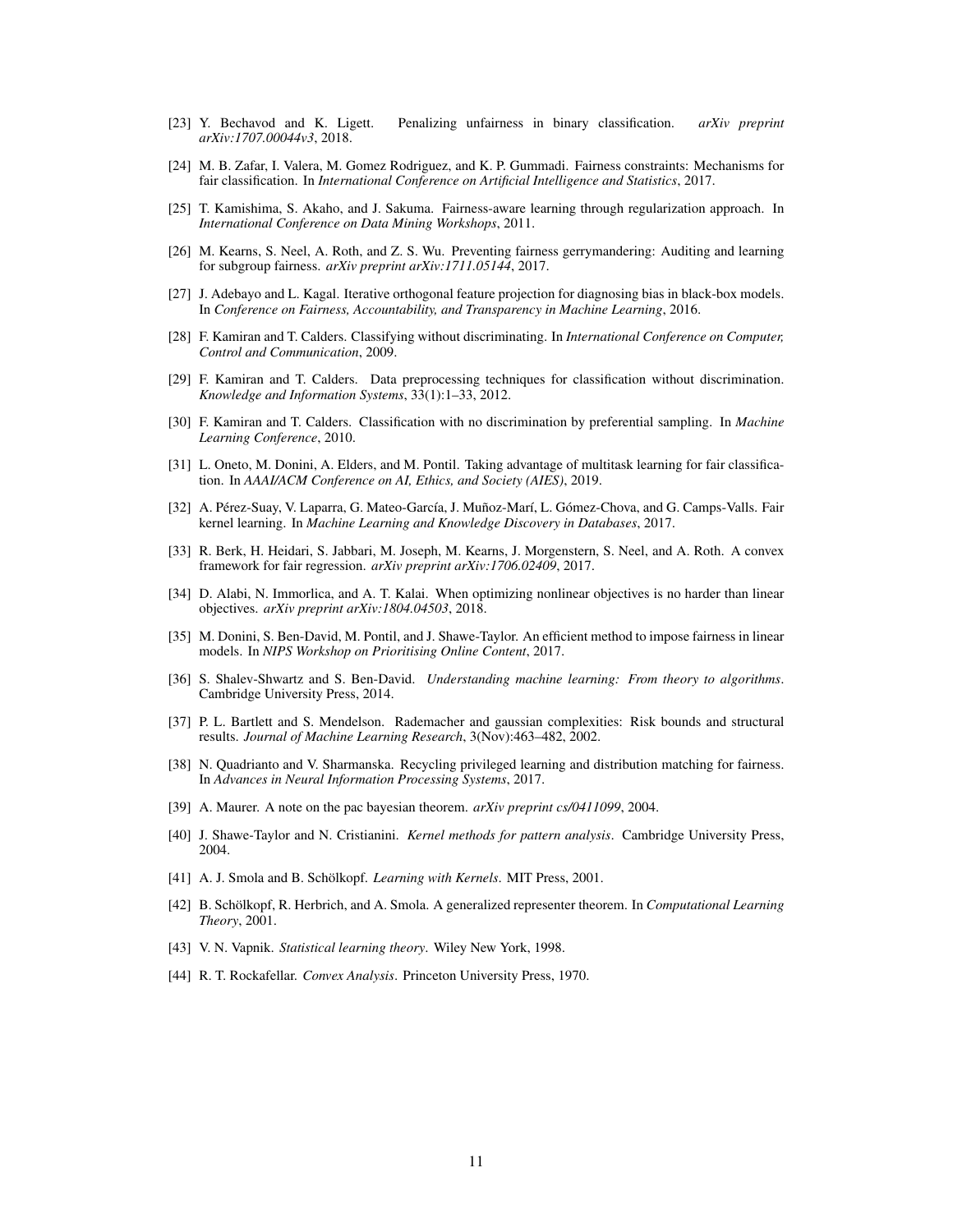[23] Y. Bechavod and K. Ligett. Penalizing unfairness in binary classification. *arXiv preprint arXiv:1707.00044v3*, 2018.

[24] M. B. Zafar, I. Valera, M. Gomez Rodriguez, and K. P. Gummadi. Fairness constraints: Mechanisms for fair classification. In *International Conference on Artificial Intelligence and Statistics*, 2017.

[25] T. Kamishima, S. Akaho, and J. Sakuma. Fairness-aware learning through regularization approach. In *International Conference on Data Mining Workshops*, 2011.

[26] M. Kearns, S. Neel, A. Roth, and Z. S. Wu. Preventing fairness gerrymandering: Auditing and learning for subgroup fairness. *arXiv preprint arXiv:1711.05144*, 2017.

[27] J. Adebayo and L. Kagal. Iterative orthogonal feature projection for diagnosing bias in black-box models. In *Conference on Fairness, Accountability, and Transparency in Machine Learning*, 2016.

[28] F. Kamiran and T. Calders. Classifying without discriminating. In *International Conference on Computer, Control and Communication*, 2009.

[29] F. Kamiran and T. Calders. Data preprocessing techniques for classification without discrimination. *Knowledge and Information Systems*, 33(1):1–33, 2012.

[30] F. Kamiran and T. Calders. Classification with no discrimination by preferential sampling. In *Machine Learning Conference*, 2010.

[31] L. Oneto, M. Donini, A. Elders, and M. Pontil. Taking advantage of multitask learning for fair classification. In *AAAI/ACM Conference on AI, Ethics, and Society (AIES)*, 2019.

[32] A. Pérez-Suay, V. Laparra, G. Mateo-García, J. Muñoz-Marí, L. Gómez-Chova, and G. Camps-Valls. Fair kernel learning. In *Machine Learning and Knowledge Discovery in Databases*, 2017.

[33] R. Berk, H. Heidari, S. Jabbari, M. Joseph, M. Kearns, J. Morgenstern, S. Neel, and A. Roth. A convex framework for fair regression. *arXiv preprint arXiv:1706.02409*, 2017.

[34] D. Alabi, N. Immorlica, and A. T. Kalai. When optimizing nonlinear objectives is no harder than linear objectives. *arXiv preprint arXiv:1804.04503*, 2018.

[35] M. Donini, S. Ben-David, M. Pontil, and J. Shawe-Taylor. An efficient method to impose fairness in linear models. In *NIPS Workshop on Prioritising Online Content*, 2017.

[36] S. Shalev-Shwartz and S. Ben-David. *Understanding machine learning: From theory to algorithms*. Cambridge University Press, 2014.

[37] P. L. Bartlett and S. Mendelson. Rademacher and gaussian complexities: Risk bounds and structural results. *Journal of Machine Learning Research*, 3(Nov):463–482, 2002.

[38] N. Quadrianto and V. Sharmanska. Recycling privileged learning and distribution matching for fairness. In *Advances in Neural Information Processing Systems*, 2017.

[39] A. Maurer. A note on the pac bayesian theorem. *arXiv preprint cs/0411099*, 2004.

[40] J. Shawe-Taylor and N. Cristianini. *Kernel methods for pattern analysis*. Cambridge University Press, 2004.

[41] A. J. Smola and B. Schölkopf. *Learning with Kernels*. MIT Press, 2001.

[42] B. Schölkopf, R. Herbrich, and A. Smola. A generalized representer theorem. In *Computational Learning Theory*, 2001.

[43] V. N. Vapnik. *Statistical learning theory*. Wiley New York, 1998.

[44] R. T. Rockafellar. *Convex Analysis*. Princeton University Press, 1970.